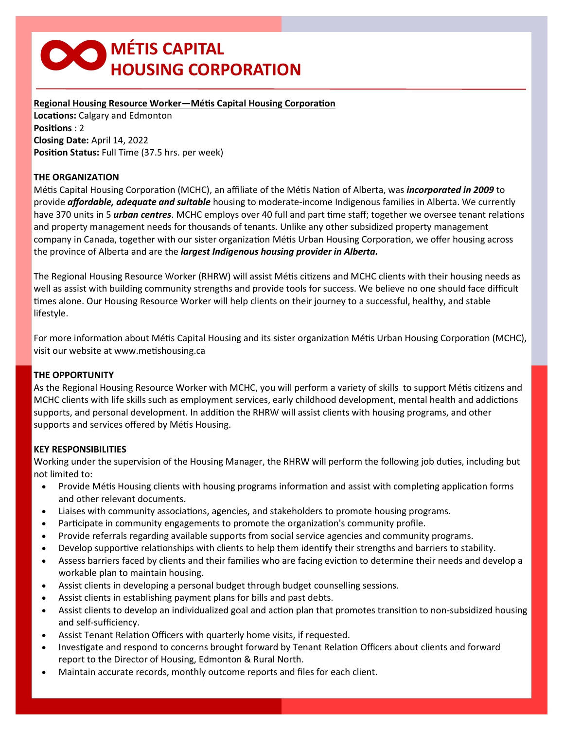# MÉTIS CAPITAL HOUSING CORPORATION

**Regional Housing Resource Worker—Métis Capital Housing Corporation**

**Locations:** Calgary and Edmonton
**Positions** : 2
**Closing Date:** April 14, 2022
**Position Status:** Full Time (37.5 hrs. per week)

## THE ORGANIZATION

Métis Capital Housing Corporation (MCHC), an affiliate of the Métis Nation of Alberta, was ***incorporated in 2009*** to provide ***affordable, adequate and suitable*** housing to moderate-income Indigenous families in Alberta. We currently have 370 units in 5 ***urban centres***. MCHC employs over 40 full and part time staff; together we oversee tenant relations and property management needs for thousands of tenants. Unlike any other subsidized property management company in Canada, together with our sister organization Métis Urban Housing Corporation, we offer housing across the province of Alberta and are the ***largest Indigenous housing provider in Alberta.***

The Regional Housing Resource Worker (RHRW) will assist Métis citizens and MCHC clients with their housing needs as well as assist with building community strengths and provide tools for success. We believe no one should face difficult times alone. Our Housing Resource Worker will help clients on their journey to a successful, healthy, and stable lifestyle.

For more information about Métis Capital Housing and its sister organization Métis Urban Housing Corporation (MCHC), visit our website at www.metishousing.ca

## THE OPPORTUNITY

As the Regional Housing Resource Worker with MCHC, you will perform a variety of skills to support Métis citizens and MCHC clients with life skills such as employment services, early childhood development, mental health and addictions supports, and personal development. In addition the RHRW will assist clients with housing programs, and other supports and services offered by Métis Housing.

## KEY RESPONSIBILITIES

Working under the supervision of the Housing Manager, the RHRW will perform the following job duties, including but not limited to:

- Provide Métis Housing clients with housing programs information and assist with completing application forms and other relevant documents.
- Liaises with community associations, agencies, and stakeholders to promote housing programs.
- Participate in community engagements to promote the organization's community profile.
- Provide referrals regarding available supports from social service agencies and community programs.
- Develop supportive relationships with clients to help them identify their strengths and barriers to stability.
- Assess barriers faced by clients and their families who are facing eviction to determine their needs and develop a workable plan to maintain housing.
- Assist clients in developing a personal budget through budget counselling sessions.
- Assist clients in establishing payment plans for bills and past debts.
- Assist clients to develop an individualized goal and action plan that promotes transition to non-subsidized housing and self-sufficiency.
- Assist Tenant Relation Officers with quarterly home visits, if requested.
- Investigate and respond to concerns brought forward by Tenant Relation Officers about clients and forward report to the Director of Housing, Edmonton & Rural North.
- Maintain accurate records, monthly outcome reports and files for each client.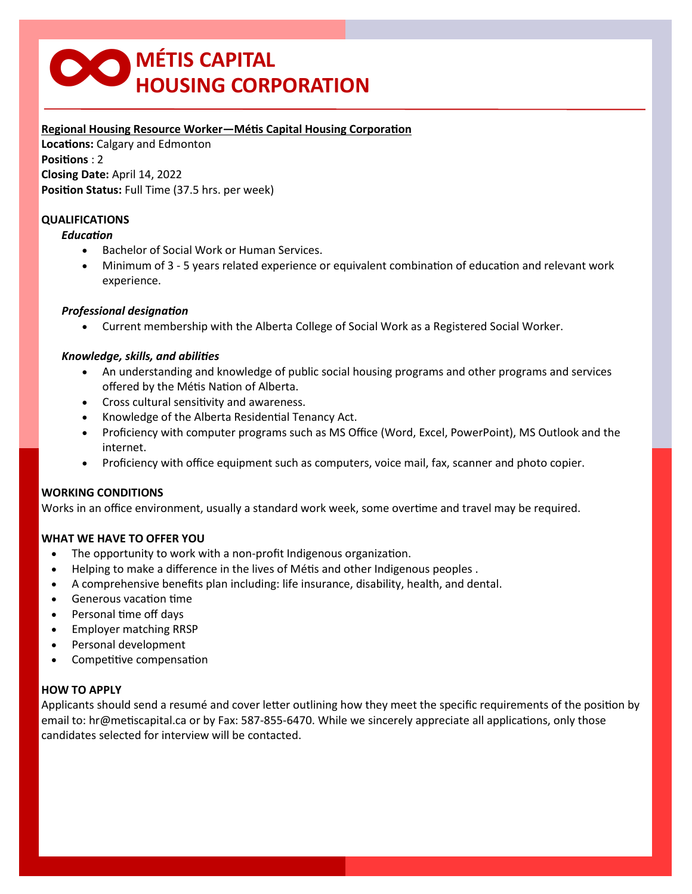# MÉTIS CAPITAL HOUSING CORPORATION

**Regional Housing Resource Worker—Métis Capital Housing Corporation**

**Locations:** Calgary and Edmonton

**Positions** : 2

**Closing Date:** April 14, 2022

**Position Status:** Full Time (37.5 hrs. per week)

## QUALIFICATIONS

***Education***

- Bachelor of Social Work or Human Services.
- Minimum of 3 - 5 years related experience or equivalent combination of education and relevant work experience.

***Professional designation***

- Current membership with the Alberta College of Social Work as a Registered Social Worker.

***Knowledge, skills, and abilities***

- An understanding and knowledge of public social housing programs and other programs and services offered by the Métis Nation of Alberta.
- Cross cultural sensitivity and awareness.
- Knowledge of the Alberta Residential Tenancy Act.
- Proficiency with computer programs such as MS Office (Word, Excel, PowerPoint), MS Outlook and the internet.
- Proficiency with office equipment such as computers, voice mail, fax, scanner and photo copier.

## WORKING CONDITIONS

Works in an office environment, usually a standard work week, some overtime and travel may be required.

## WHAT WE HAVE TO OFFER YOU

- The opportunity to work with a non-profit Indigenous organization.
- Helping to make a difference in the lives of Métis and other Indigenous peoples .
- A comprehensive benefits plan including: life insurance, disability, health, and dental.
- Generous vacation time
- Personal time off days
- Employer matching RRSP
- Personal development
- Competitive compensation

## HOW TO APPLY

Applicants should send a resumé and cover letter outlining how they meet the specific requirements of the position by email to: hr@metiscapital.ca or by Fax: 587-855-6470. While we sincerely appreciate all applications, only those candidates selected for interview will be contacted.